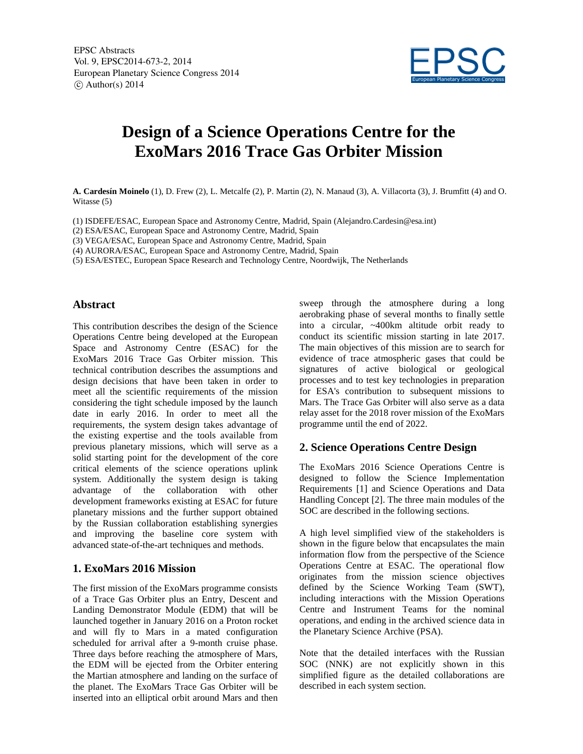# Design of a Science Operations Centre for the ExoMars 2016 Trace Gas Orbiter Mission

**A. Cardesín Moinelo** (1), D. Frew (2), L. Metcalfe (2), P. Martin (2), N. Manaud (3), A. Villacorta (3), J. Brumfitt (4) and O. Witasse (5)

(1) ISDEFE/ESAC, European Space and Astronomy Centre, Madrid, Spain (Alejandro.Cardesin@esa.int)
(2) ESA/ESAC, European Space and Astronomy Centre, Madrid, Spain
(3) VEGA/ESAC, European Space and Astronomy Centre, Madrid, Spain
(4) AURORA/ESAC, European Space and Astronomy Centre, Madrid, Spain
(5) ESA/ESTEC, European Space Research and Technology Centre, Noordwijk, The Netherlands

## Abstract

This contribution describes the design of the Science Operations Centre being developed at the European Space and Astronomy Centre (ESAC) for the ExoMars 2016 Trace Gas Orbiter mission. This technical contribution describes the assumptions and design decisions that have been taken in order to meet all the scientific requirements of the mission considering the tight schedule imposed by the launch date in early 2016. In order to meet all the requirements, the system design takes advantage of the existing expertise and the tools available from previous planetary missions, which will serve as a solid starting point for the development of the core critical elements of the science operations uplink system. Additionally the system design is taking advantage of the collaboration with other development frameworks existing at ESAC for future planetary missions and the further support obtained by the Russian collaboration establishing synergies and improving the baseline core system with advanced state-of-the-art techniques and methods.

## 1. ExoMars 2016 Mission

The first mission of the ExoMars programme consists of a Trace Gas Orbiter plus an Entry, Descent and Landing Demonstrator Module (EDM) that will be launched together in January 2016 on a Proton rocket and will fly to Mars in a mated configuration scheduled for arrival after a 9-month cruise phase. Three days before reaching the atmosphere of Mars, the EDM will be ejected from the Orbiter entering the Martian atmosphere and landing on the surface of the planet. The ExoMars Trace Gas Orbiter will be inserted into an elliptical orbit around Mars and then sweep through the atmosphere during a long aerobraking phase of several months to finally settle into a circular, ~400km altitude orbit ready to conduct its scientific mission starting in late 2017. The main objectives of this mission are to search for evidence of trace atmospheric gases that could be signatures of active biological or geological processes and to test key technologies in preparation for ESA's contribution to subsequent missions to Mars. The Trace Gas Orbiter will also serve as a data relay asset for the 2018 rover mission of the ExoMars programme until the end of 2022.

## 2. Science Operations Centre Design

The ExoMars 2016 Science Operations Centre is designed to follow the Science Implementation Requirements [1] and Science Operations and Data Handling Concept [2]. The three main modules of the SOC are described in the following sections.

A high level simplified view of the stakeholders is shown in the figure below that encapsulates the main information flow from the perspective of the Science Operations Centre at ESAC. The operational flow originates from the mission science objectives defined by the Science Working Team (SWT), including interactions with the Mission Operations Centre and Instrument Teams for the nominal operations, and ending in the archived science data in the Planetary Science Archive (PSA).

Note that the detailed interfaces with the Russian SOC (NNK) are not explicitly shown in this simplified figure as the detailed collaborations are described in each system section.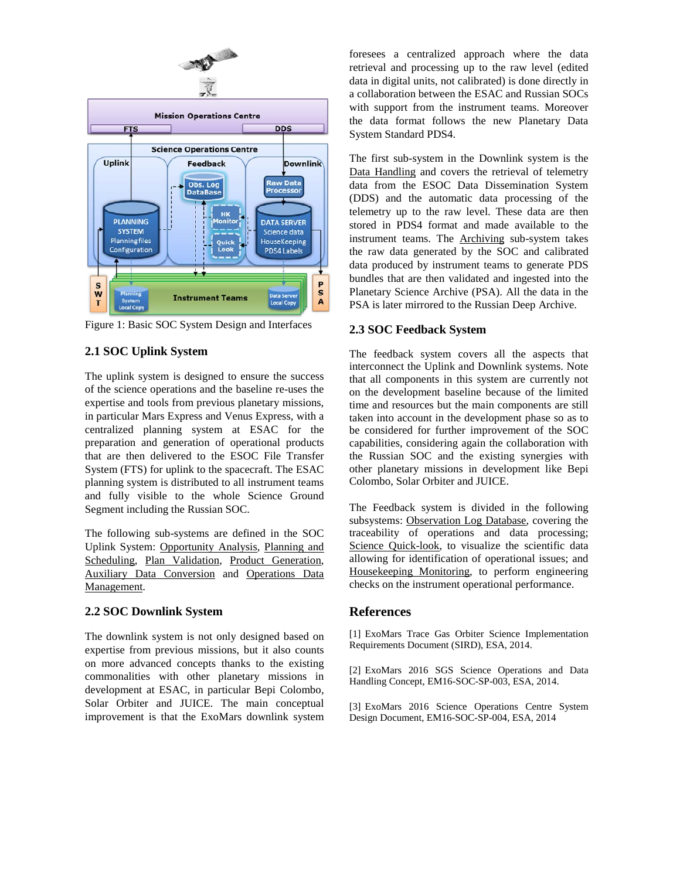Mission Operations Centre

FTS

DDS

Science Operations Centre

Uplink

Feedback

Downlink

Obs. Log DataBase

Raw Data Processor

PLANNING SYSTEM Planning files Configuration

HK Monitor

DATA SERVER Science data HouseKeeping PDS4 Labels

Quick Look

S W T

Planning System Local Copy

Instrument Teams

Data Server Local Copy

P S A

Figure 1: Basic SOC System Design and Interfaces

### 2.1 SOC Uplink System

The uplink system is designed to ensure the success of the science operations and the baseline re-uses the expertise and tools from previous planetary missions, in particular Mars Express and Venus Express, with a centralized planning system at ESAC for the preparation and generation of operational products that are then delivered to the ESOC File Transfer System (FTS) for uplink to the spacecraft. The ESAC planning system is distributed to all instrument teams and fully visible to the whole Science Ground Segment including the Russian SOC.

The following sub-systems are defined in the SOC Uplink System: Opportunity Analysis, Planning and Scheduling, Plan Validation, Product Generation, Auxiliary Data Conversion and Operations Data Management.

### 2.2 SOC Downlink System

The downlink system is not only designed based on expertise from previous missions, but it also counts on more advanced concepts thanks to the existing commonalities with other planetary missions in development at ESAC, in particular Bepi Colombo, Solar Orbiter and JUICE. The main conceptual improvement is that the ExoMars downlink system foresees a centralized approach where the data retrieval and processing up to the raw level (edited data in digital units, not calibrated) is done directly in a collaboration between the ESAC and Russian SOCs with support from the instrument teams. Moreover the data format follows the new Planetary Data System Standard PDS4.

The first sub-system in the Downlink system is the Data Handling and covers the retrieval of telemetry data from the ESOC Data Dissemination System (DDS) and the automatic data processing of the telemetry up to the raw level. These data are then stored in PDS4 format and made available to the instrument teams. The Archiving sub-system takes the raw data generated by the SOC and calibrated data produced by instrument teams to generate PDS bundles that are then validated and ingested into the Planetary Science Archive (PSA). All the data in the PSA is later mirrored to the Russian Deep Archive.

### 2.3 SOC Feedback System

The feedback system covers all the aspects that interconnect the Uplink and Downlink systems. Note that all components in this system are currently not on the development baseline because of the limited time and resources but the main components are still taken into account in the development phase so as to be considered for further improvement of the SOC capabilities, considering again the collaboration with the Russian SOC and the existing synergies with other planetary missions in development like Bepi Colombo, Solar Orbiter and JUICE.

The Feedback system is divided in the following subsystems: Observation Log Database, covering the traceability of operations and data processing; Science Quick-look, to visualize the scientific data allowing for identification of operational issues; and Housekeeping Monitoring, to perform engineering checks on the instrument operational performance.

## References

[1] ExoMars Trace Gas Orbiter Science Implementation Requirements Document (SIRD), ESA, 2014.

[2] ExoMars 2016 SGS Science Operations and Data Handling Concept, EM16-SOC-SP-003, ESA, 2014.

[3] ExoMars 2016 Science Operations Centre System Design Document, EM16-SOC-SP-004, ESA, 2014